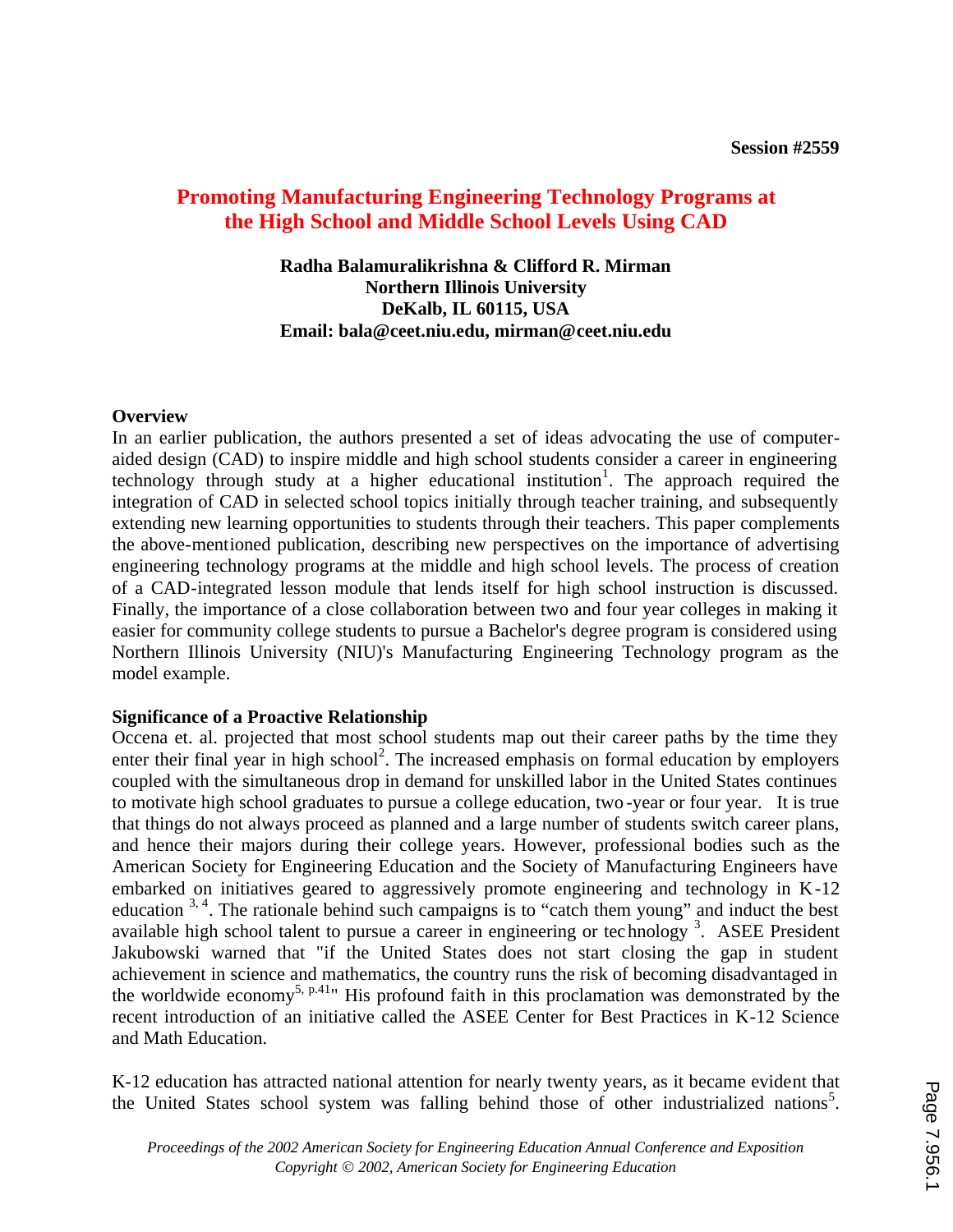Session #2559

# Promoting Manufacturing Engineering Technology Programs at the High School and Middle School Levels Using CAD

**Radha Balamuralikrishna & Clifford R. Mirman**
**Northern Illinois University**
**DeKalb, IL 60115, USA**
**Email: bala@ceet.niu.edu, mirman@ceet.niu.edu**

## Overview

In an earlier publication, the authors presented a set of ideas advocating the use of computer-aided design (CAD) to inspire middle and high school students consider a career in engineering technology through study at a higher educational institution[1]. The approach required the integration of CAD in selected school topics initially through teacher training, and subsequently extending new learning opportunities to students through their teachers. This paper complements the above-mentioned publication, describing new perspectives on the importance of advertising engineering technology programs at the middle and high school levels. The process of creation of a CAD-integrated lesson module that lends itself for high school instruction is discussed. Finally, the importance of a close collaboration between two and four year colleges in making it easier for community college students to pursue a Bachelor's degree program is considered using Northern Illinois University (NIU)'s Manufacturing Engineering Technology program as the model example.

## Significance of a Proactive Relationship

Occena et. al. projected that most school students map out their career paths by the time they enter their final year in high school[2]. The increased emphasis on formal education by employers coupled with the simultaneous drop in demand for unskilled labor in the United States continues to motivate high school graduates to pursue a college education, two-year or four year. It is true that things do not always proceed as planned and a large number of students switch career plans, and hence their majors during their college years. However, professional bodies such as the American Society for Engineering Education and the Society of Manufacturing Engineers have embarked on initiatives geared to aggressively promote engineering and technology in K-12 education [3, 4]. The rationale behind such campaigns is to "catch them young" and induct the best available high school talent to pursue a career in engineering or technology [3]. ASEE President Jakubowski warned that "if the United States does not start closing the gap in student achievement in science and mathematics, the country runs the risk of becoming disadvantaged in the worldwide economy[5, p.41]" His profound faith in this proclamation was demonstrated by the recent introduction of an initiative called the ASEE Center for Best Practices in K-12 Science and Math Education.

K-12 education has attracted national attention for nearly twenty years, as it became evident that the United States school system was falling behind those of other industrialized nations[5].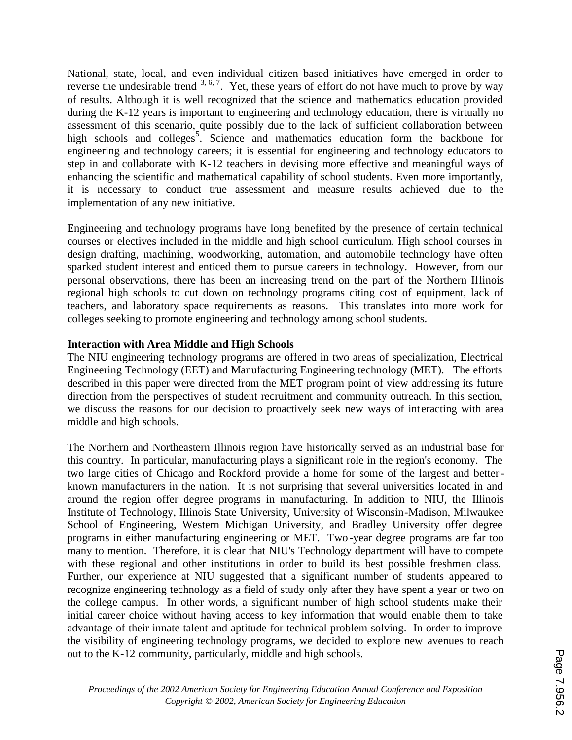National, state, local, and even individual citizen based initiatives have emerged in order to reverse the undesirable trend [3, 6, 7]. Yet, these years of effort do not have much to prove by way of results. Although it is well recognized that the science and mathematics education provided during the K-12 years is important to engineering and technology education, there is virtually no assessment of this scenario, quite possibly due to the lack of sufficient collaboration between high schools and colleges[5]. Science and mathematics education form the backbone for engineering and technology careers; it is essential for engineering and technology educators to step in and collaborate with K-12 teachers in devising more effective and meaningful ways of enhancing the scientific and mathematical capability of school students. Even more importantly, it is necessary to conduct true assessment and measure results achieved due to the implementation of any new initiative.

Engineering and technology programs have long benefited by the presence of certain technical courses or electives included in the middle and high school curriculum. High school courses in design drafting, machining, woodworking, automation, and automobile technology have often sparked student interest and enticed them to pursue careers in technology. However, from our personal observations, there has been an increasing trend on the part of the Northern Illinois regional high schools to cut down on technology programs citing cost of equipment, lack of teachers, and laboratory space requirements as reasons. This translates into more work for colleges seeking to promote engineering and technology among school students.

**Interaction with Area Middle and High Schools**

The NIU engineering technology programs are offered in two areas of specialization, Electrical Engineering Technology (EET) and Manufacturing Engineering technology (MET). The efforts described in this paper were directed from the MET program point of view addressing its future direction from the perspectives of student recruitment and community outreach. In this section, we discuss the reasons for our decision to proactively seek new ways of interacting with area middle and high schools.

The Northern and Northeastern Illinois region have historically served as an industrial base for this country. In particular, manufacturing plays a significant role in the region's economy. The two large cities of Chicago and Rockford provide a home for some of the largest and better-known manufacturers in the nation. It is not surprising that several universities located in and around the region offer degree programs in manufacturing. In addition to NIU, the Illinois Institute of Technology, Illinois State University, University of Wisconsin-Madison, Milwaukee School of Engineering, Western Michigan University, and Bradley University offer degree programs in either manufacturing engineering or MET. Two-year degree programs are far too many to mention. Therefore, it is clear that NIU's Technology department will have to compete with these regional and other institutions in order to build its best possible freshmen class. Further, our experience at NIU suggested that a significant number of students appeared to recognize engineering technology as a field of study only after they have spent a year or two on the college campus. In other words, a significant number of high school students make their initial career choice without having access to key information that would enable them to take advantage of their innate talent and aptitude for technical problem solving. In order to improve the visibility of engineering technology programs, we decided to explore new avenues to reach out to the K-12 community, particularly, middle and high schools.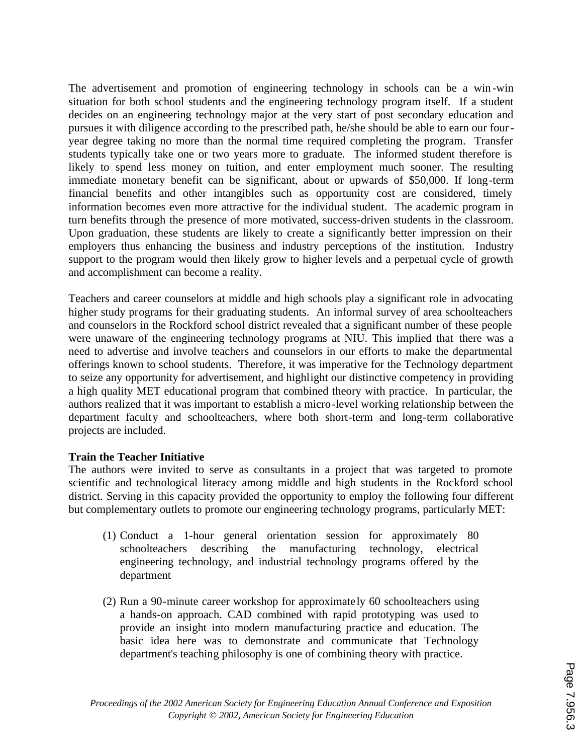The advertisement and promotion of engineering technology in schools can be a win-win situation for both school students and the engineering technology program itself. If a student decides on an engineering technology major at the very start of post secondary education and pursues it with diligence according to the prescribed path, he/she should be able to earn our four-year degree taking no more than the normal time required completing the program. Transfer students typically take one or two years more to graduate. The informed student therefore is likely to spend less money on tuition, and enter employment much sooner. The resulting immediate monetary benefit can be significant, about or upwards of $50,000. If long-term financial benefits and other intangibles such as opportunity cost are considered, timely information becomes even more attractive for the individual student. The academic program in turn benefits through the presence of more motivated, success-driven students in the classroom. Upon graduation, these students are likely to create a significantly better impression on their employers thus enhancing the business and industry perceptions of the institution. Industry support to the program would then likely grow to higher levels and a perpetual cycle of growth and accomplishment can become a reality.

Teachers and career counselors at middle and high schools play a significant role in advocating higher study programs for their graduating students. An informal survey of area schoolteachers and counselors in the Rockford school district revealed that a significant number of these people were unaware of the engineering technology programs at NIU. This implied that there was a need to advertise and involve teachers and counselors in our efforts to make the departmental offerings known to school students. Therefore, it was imperative for the Technology department to seize any opportunity for advertisement, and highlight our distinctive competency in providing a high quality MET educational program that combined theory with practice. In particular, the authors realized that it was important to establish a micro-level working relationship between the department faculty and schoolteachers, where both short-term and long-term collaborative projects are included.

**Train the Teacher Initiative**

The authors were invited to serve as consultants in a project that was targeted to promote scientific and technological literacy among middle and high students in the Rockford school district. Serving in this capacity provided the opportunity to employ the following four different but complementary outlets to promote our engineering technology programs, particularly MET:

(1) Conduct a 1-hour general orientation session for approximately 80 schoolteachers describing the manufacturing technology, electrical engineering technology, and industrial technology programs offered by the department

(2) Run a 90-minute career workshop for approximately 60 schoolteachers using a hands-on approach. CAD combined with rapid prototyping was used to provide an insight into modern manufacturing practice and education. The basic idea here was to demonstrate and communicate that Technology department's teaching philosophy is one of combining theory with practice.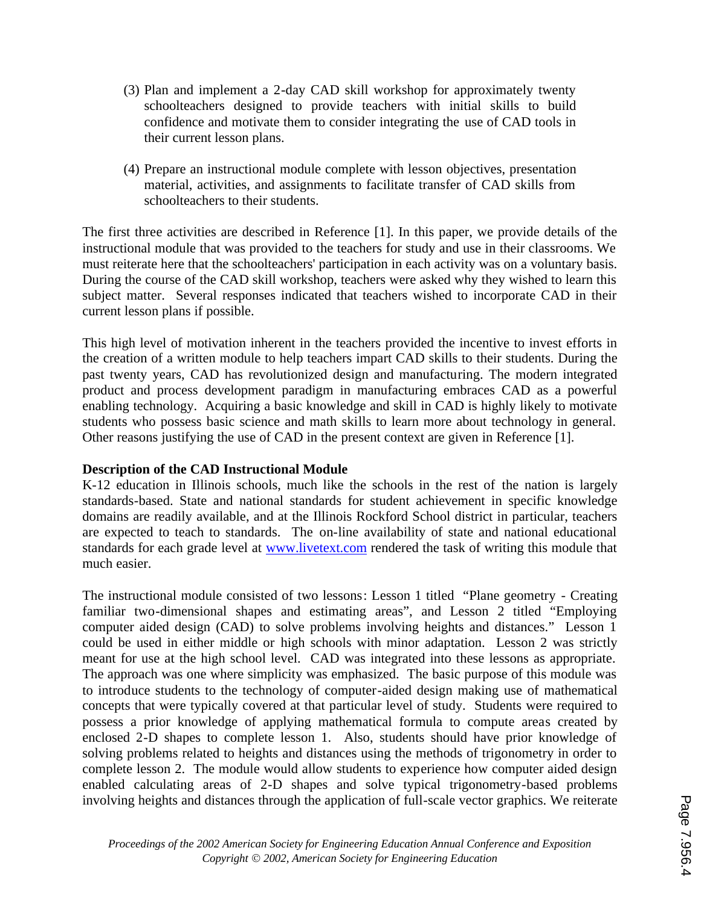(3) Plan and implement a 2-day CAD skill workshop for approximately twenty schoolteachers designed to provide teachers with initial skills to build confidence and motivate them to consider integrating the use of CAD tools in their current lesson plans.

(4) Prepare an instructional module complete with lesson objectives, presentation material, activities, and assignments to facilitate transfer of CAD skills from schoolteachers to their students.

The first three activities are described in Reference [1]. In this paper, we provide details of the instructional module that was provided to the teachers for study and use in their classrooms. We must reiterate here that the schoolteachers' participation in each activity was on a voluntary basis. During the course of the CAD skill workshop, teachers were asked why they wished to learn this subject matter. Several responses indicated that teachers wished to incorporate CAD in their current lesson plans if possible.

This high level of motivation inherent in the teachers provided the incentive to invest efforts in the creation of a written module to help teachers impart CAD skills to their students. During the past twenty years, CAD has revolutionized design and manufacturing. The modern integrated product and process development paradigm in manufacturing embraces CAD as a powerful enabling technology. Acquiring a basic knowledge and skill in CAD is highly likely to motivate students who possess basic science and math skills to learn more about technology in general. Other reasons justifying the use of CAD in the present context are given in Reference [1].

**Description of the CAD Instructional Module**

K-12 education in Illinois schools, much like the schools in the rest of the nation is largely standards-based. State and national standards for student achievement in specific knowledge domains are readily available, and at the Illinois Rockford School district in particular, teachers are expected to teach to standards. The on-line availability of state and national educational standards for each grade level at [www.livetext.com](http://www.livetext.com) rendered the task of writing this module that much easier.

The instructional module consisted of two lessons: Lesson 1 titled "Plane geometry - Creating familiar two-dimensional shapes and estimating areas", and Lesson 2 titled "Employing computer aided design (CAD) to solve problems involving heights and distances." Lesson 1 could be used in either middle or high schools with minor adaptation. Lesson 2 was strictly meant for use at the high school level. CAD was integrated into these lessons as appropriate. The approach was one where simplicity was emphasized. The basic purpose of this module was to introduce students to the technology of computer-aided design making use of mathematical concepts that were typically covered at that particular level of study. Students were required to possess a prior knowledge of applying mathematical formula to compute areas created by enclosed 2-D shapes to complete lesson 1. Also, students should have prior knowledge of solving problems related to heights and distances using the methods of trigonometry in order to complete lesson 2. The module would allow students to experience how computer aided design enabled calculating areas of 2-D shapes and solve typical trigonometry-based problems involving heights and distances through the application of full-scale vector graphics. We reiterate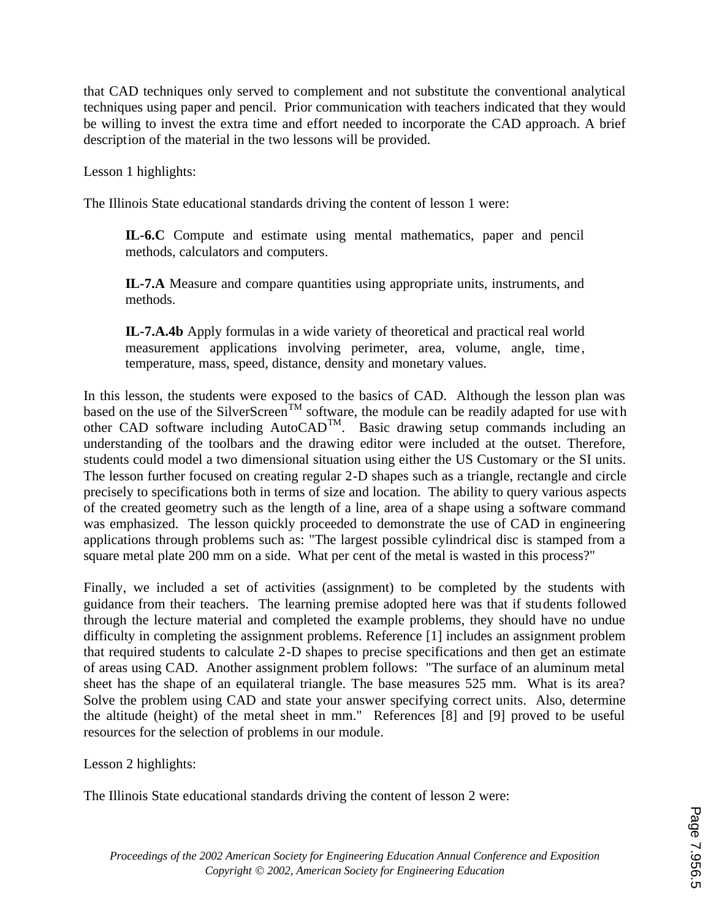that CAD techniques only served to complement and not substitute the conventional analytical techniques using paper and pencil. Prior communication with teachers indicated that they would be willing to invest the extra time and effort needed to incorporate the CAD approach. A brief description of the material in the two lessons will be provided.

Lesson 1 highlights:

The Illinois State educational standards driving the content of lesson 1 were:

> **IL-6.C** Compute and estimate using mental mathematics, paper and pencil methods, calculators and computers.
>
> **IL-7.A** Measure and compare quantities using appropriate units, instruments, and methods.
>
> **IL-7.A.4b** Apply formulas in a wide variety of theoretical and practical real world measurement applications involving perimeter, area, volume, angle, time, temperature, mass, speed, distance, density and monetary values.

In this lesson, the students were exposed to the basics of CAD. Although the lesson plan was based on the use of the SilverScreen™ software, the module can be readily adapted for use with other CAD software including AutoCAD™. Basic drawing setup commands including an understanding of the toolbars and the drawing editor were included at the outset. Therefore, students could model a two dimensional situation using either the US Customary or the SI units. The lesson further focused on creating regular 2-D shapes such as a triangle, rectangle and circle precisely to specifications both in terms of size and location. The ability to query various aspects of the created geometry such as the length of a line, area of a shape using a software command was emphasized. The lesson quickly proceeded to demonstrate the use of CAD in engineering applications through problems such as: "The largest possible cylindrical disc is stamped from a square metal plate 200 mm on a side. What per cent of the metal is wasted in this process?"

Finally, we included a set of activities (assignment) to be completed by the students with guidance from their teachers. The learning premise adopted here was that if students followed through the lecture material and completed the example problems, they should have no undue difficulty in completing the assignment problems. Reference [1] includes an assignment problem that required students to calculate 2-D shapes to precise specifications and then get an estimate of areas using CAD. Another assignment problem follows: "The surface of an aluminum metal sheet has the shape of an equilateral triangle. The base measures 525 mm. What is its area? Solve the problem using CAD and state your answer specifying correct units. Also, determine the altitude (height) of the metal sheet in mm." References [8] and [9] proved to be useful resources for the selection of problems in our module.

Lesson 2 highlights:

The Illinois State educational standards driving the content of lesson 2 were: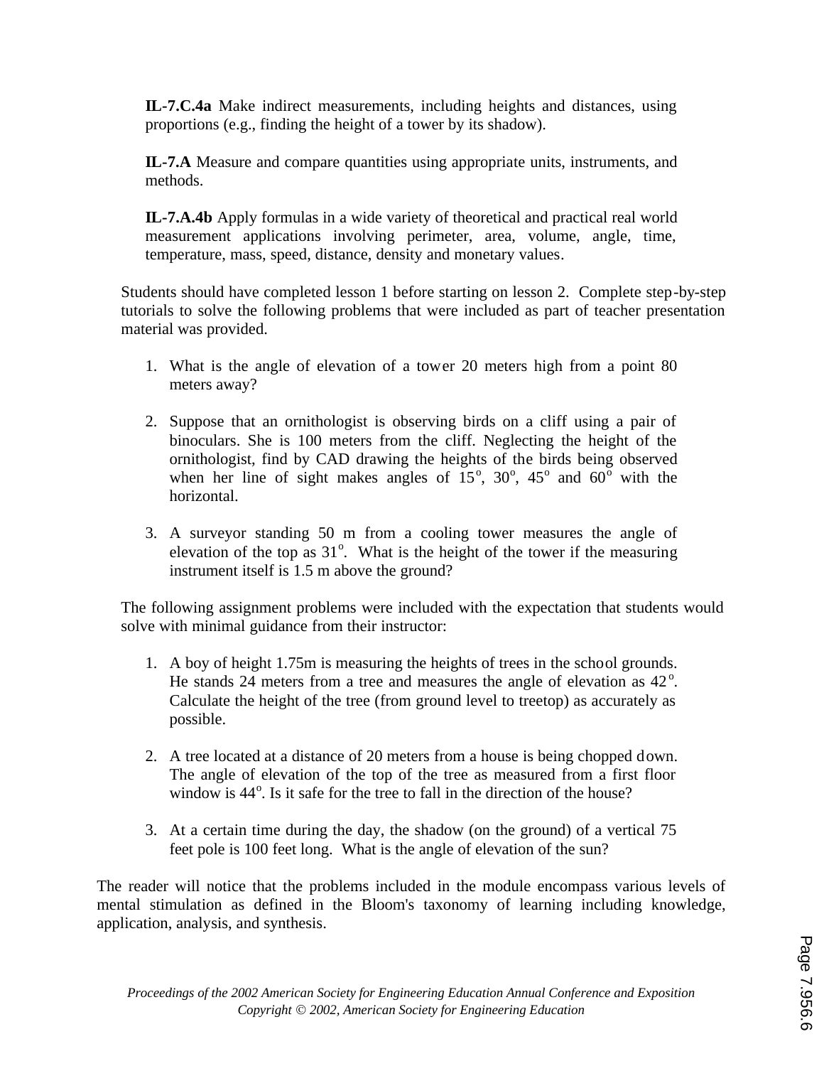**IL-7.C.4a** Make indirect measurements, including heights and distances, using proportions (e.g., finding the height of a tower by its shadow).

**IL-7.A** Measure and compare quantities using appropriate units, instruments, and methods.

**IL-7.A.4b** Apply formulas in a wide variety of theoretical and practical real world measurement applications involving perimeter, area, volume, angle, time, temperature, mass, speed, distance, density and monetary values.

Students should have completed lesson 1 before starting on lesson 2. Complete step-by-step tutorials to solve the following problems that were included as part of teacher presentation material was provided.

1. What is the angle of elevation of a tower 20 meters high from a point 80 meters away?

2. Suppose that an ornithologist is observing birds on a cliff using a pair of binoculars. She is 100 meters from the cliff. Neglecting the height of the ornithologist, find by CAD drawing the heights of the birds being observed when her line of sight makes angles of $15^o$, $30^o$, $45^o$ and $60^o$ with the horizontal.

3. A surveyor standing 50 m from a cooling tower measures the angle of elevation of the top as $31^o$. What is the height of the tower if the measuring instrument itself is 1.5 m above the ground?

The following assignment problems were included with the expectation that students would solve with minimal guidance from their instructor:

1. A boy of height 1.75m is measuring the heights of trees in the school grounds. He stands 24 meters from a tree and measures the angle of elevation as $42^o$. Calculate the height of the tree (from ground level to treetop) as accurately as possible.

2. A tree located at a distance of 20 meters from a house is being chopped down. The angle of elevation of the top of the tree as measured from a first floor window is $44^o$. Is it safe for the tree to fall in the direction of the house?

3. At a certain time during the day, the shadow (on the ground) of a vertical 75 feet pole is 100 feet long. What is the angle of elevation of the sun?

The reader will notice that the problems included in the module encompass various levels of mental stimulation as defined in the Bloom's taxonomy of learning including knowledge, application, analysis, and synthesis.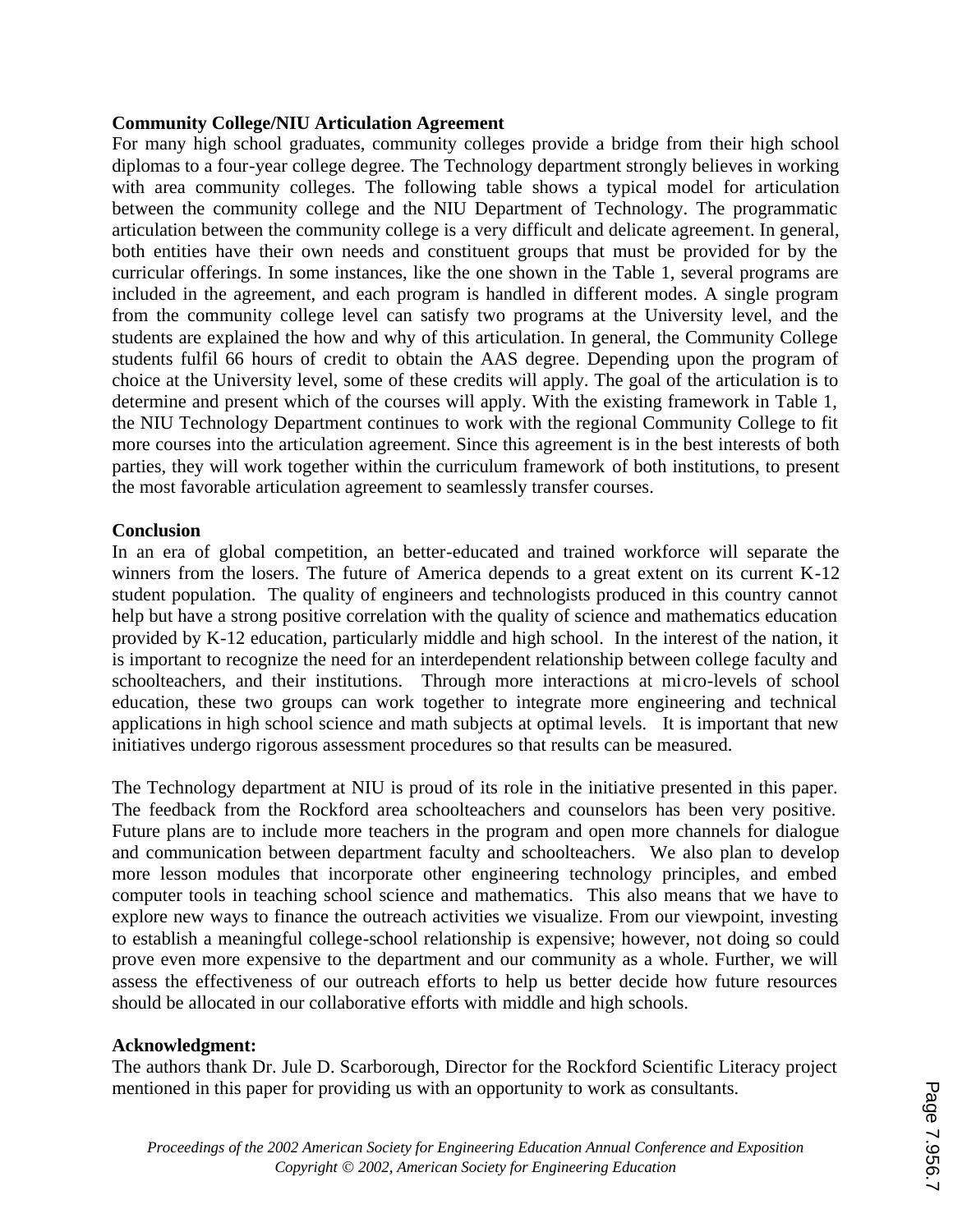**Community College/NIU Articulation Agreement**

For many high school graduates, community colleges provide a bridge from their high school diplomas to a four-year college degree. The Technology department strongly believes in working with area community colleges. The following table shows a typical model for articulation between the community college and the NIU Department of Technology. The programmatic articulation between the community college is a very difficult and delicate agreement. In general, both entities have their own needs and constituent groups that must be provided for by the curricular offerings. In some instances, like the one shown in the Table 1, several programs are included in the agreement, and each program is handled in different modes. A single program from the community college level can satisfy two programs at the University level, and the students are explained the how and why of this articulation. In general, the Community College students fulfil 66 hours of credit to obtain the AAS degree. Depending upon the program of choice at the University level, some of these credits will apply. The goal of the articulation is to determine and present which of the courses will apply. With the existing framework in Table 1, the NIU Technology Department continues to work with the regional Community College to fit more courses into the articulation agreement. Since this agreement is in the best interests of both parties, they will work together within the curriculum framework of both institutions, to present the most favorable articulation agreement to seamlessly transfer courses.

**Conclusion**

In an era of global competition, an better-educated and trained workforce will separate the winners from the losers. The future of America depends to a great extent on its current K-12 student population. The quality of engineers and technologists produced in this country cannot help but have a strong positive correlation with the quality of science and mathematics education provided by K-12 education, particularly middle and high school. In the interest of the nation, it is important to recognize the need for an interdependent relationship between college faculty and schoolteachers, and their institutions. Through more interactions at micro-levels of school education, these two groups can work together to integrate more engineering and technical applications in high school science and math subjects at optimal levels. It is important that new initiatives undergo rigorous assessment procedures so that results can be measured.

The Technology department at NIU is proud of its role in the initiative presented in this paper. The feedback from the Rockford area schoolteachers and counselors has been very positive. Future plans are to include more teachers in the program and open more channels for dialogue and communication between department faculty and schoolteachers. We also plan to develop more lesson modules that incorporate other engineering technology principles, and embed computer tools in teaching school science and mathematics. This also means that we have to explore new ways to finance the outreach activities we visualize. From our viewpoint, investing to establish a meaningful college-school relationship is expensive; however, not doing so could prove even more expensive to the department and our community as a whole. Further, we will assess the effectiveness of our outreach efforts to help us better decide how future resources should be allocated in our collaborative efforts with middle and high schools.

**Acknowledgment:**

The authors thank Dr. Jule D. Scarborough, Director for the Rockford Scientific Literacy project mentioned in this paper for providing us with an opportunity to work as consultants.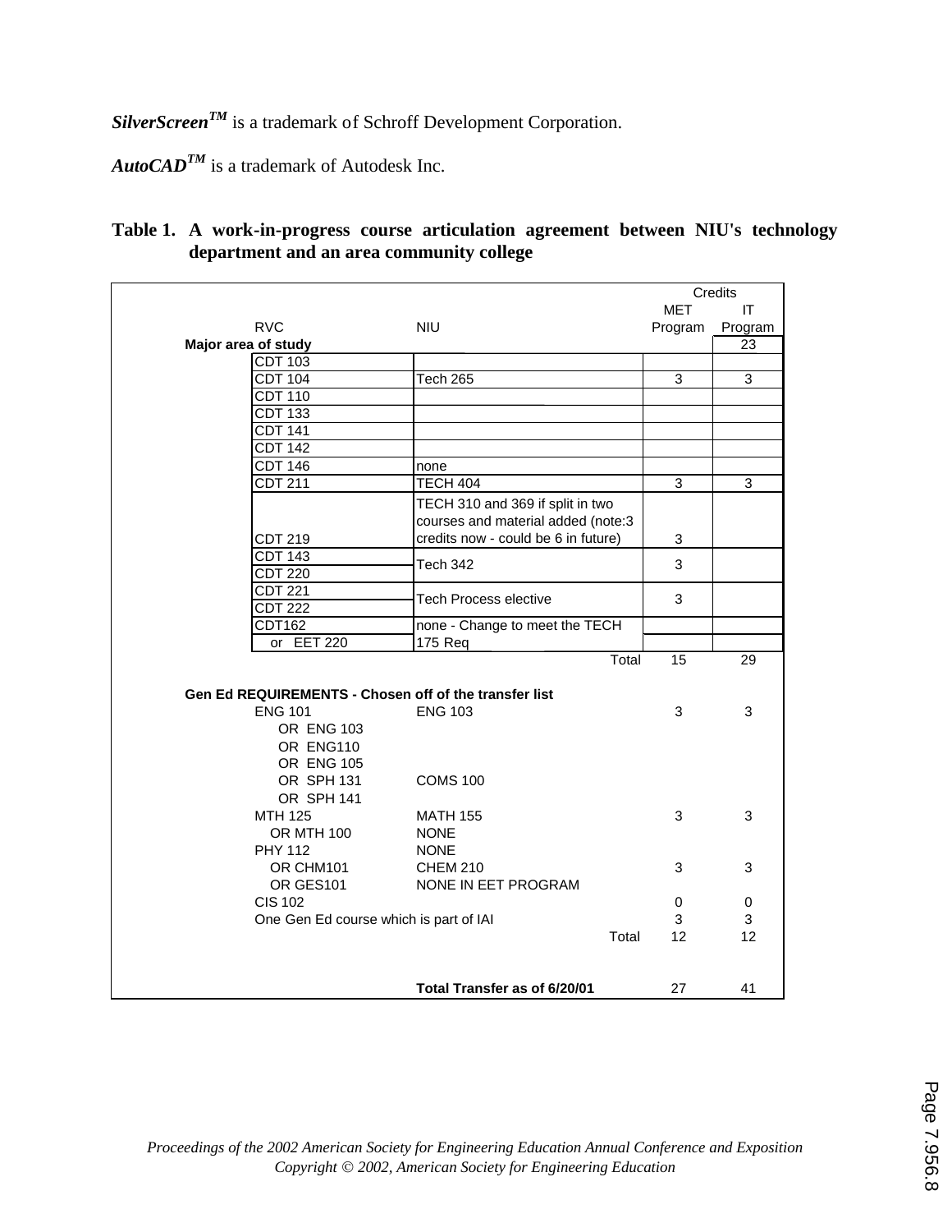***SilverScreen***[TM] is a trademark of Schroff Development Corporation.

***AutoCAD***[TM] is a trademark of Autodesk Inc.

**Table 1. A work-in-progress course articulation agreement between NIU's technology department and an area community college**

| | RVC | NIU | Credits MET Program | Credits IT Program |
|---|---|---|---|---|
| **Major area of study** | | | | 23 |
| | CDT 103 | | | |
| | CDT 104 | Tech 265 | 3 | 3 |
| | CDT 110 | | | |
| | CDT 133 | | | |
| | CDT 141 | | | |
| | CDT 142 | | | |
| | CDT 146 | none | | |
| | CDT 211 | TECH 404 | 3 | 3 |
| | CDT 219 | TECH 310 and 369 if split in two courses and material added (note:3 credits now - could be 6 in future) | 3 | |
| | CDT 143 / CDT 220 | Tech 342 | 3 | |
| | CDT 221 / CDT 222 | Tech Process elective | 3 | |
| | CDT162 or EET 220 | none - Change to meet the TECH 175 Req | | |
| | | Total | 15 | 29 |
| **Gen Ed REQUIREMENTS - Chosen off of the transfer list** | | | | |
| | ENG 101 | ENG 103 | 3 | 3 |
| | OR ENG 103 | | | |
| | OR ENG110 | | | |
| | OR ENG 105 | | | |
| | OR SPH 131 | COMS 100 | | |
| | OR SPH 141 | | | |
| | MTH 125 | MATH 155 | 3 | 3 |
| | OR MTH 100 | NONE | | |
| | PHY 112 | NONE | | |
| | OR CHM101 | CHEM 210 | 3 | 3 |
| | OR GES101 | NONE IN EET PROGRAM | | |
| | CIS 102 | | 0 | 0 |
| | One Gen Ed course which is part of IAI | | 3 | 3 |
| | | Total | 12 | 12 |
| | | **Total Transfer as of 6/20/01** | 27 | 41 |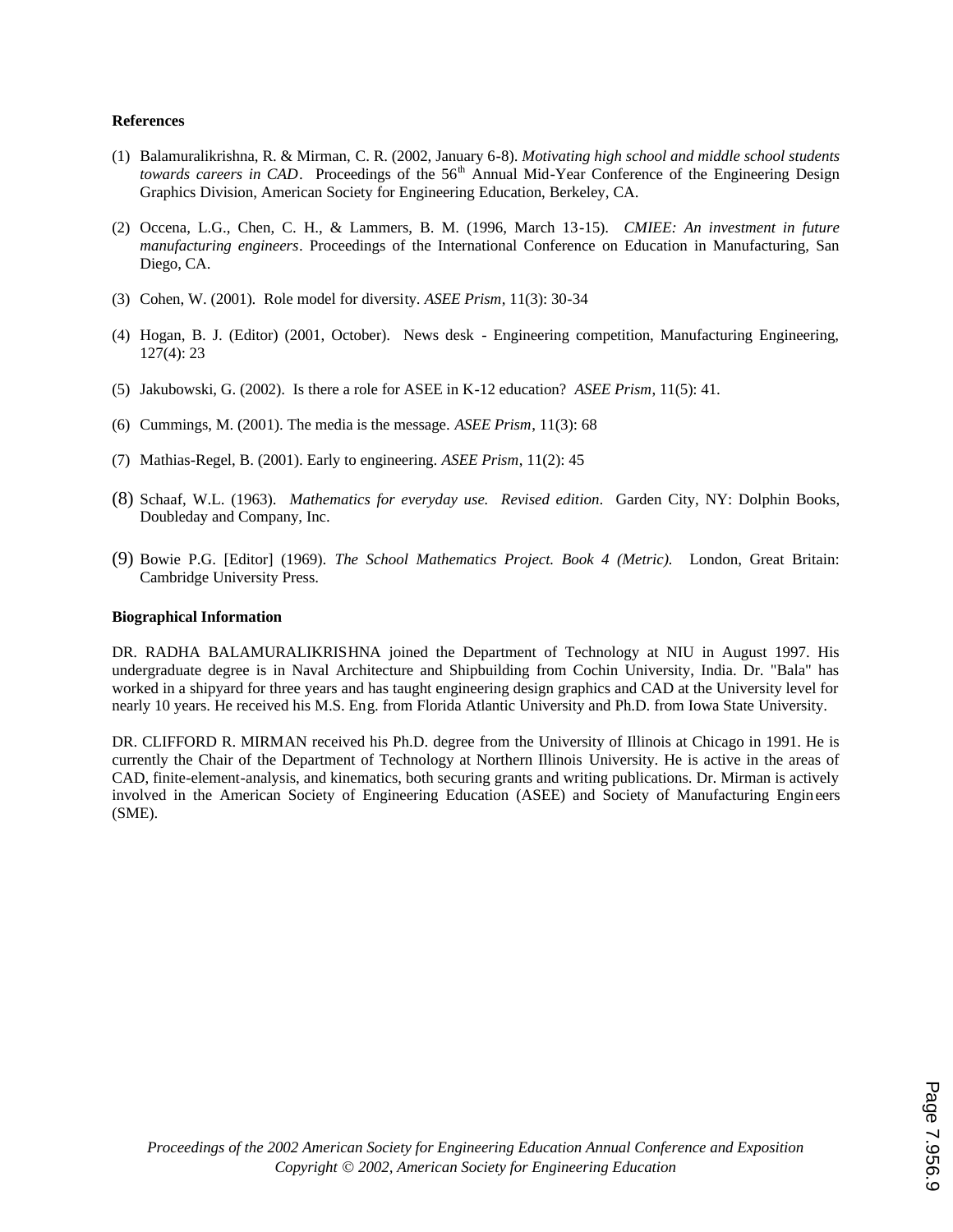**References**

(1) Balamuralikrishna, R. & Mirman, C. R. (2002, January 6-8). *Motivating high school and middle school students towards careers in CAD*. Proceedings of the 56th Annual Mid-Year Conference of the Engineering Design Graphics Division, American Society for Engineering Education, Berkeley, CA.

(2) Occena, L.G., Chen, C. H., & Lammers, B. M. (1996, March 13-15). *CMIEE: An investment in future manufacturing engineers*. Proceedings of the International Conference on Education in Manufacturing, San Diego, CA.

(3) Cohen, W. (2001). Role model for diversity. *ASEE Prism*, 11(3): 30-34

(4) Hogan, B. J. (Editor) (2001, October). News desk - Engineering competition, Manufacturing Engineering, 127(4): 23

(5) Jakubowski, G. (2002). Is there a role for ASEE in K-12 education? *ASEE Prism*, 11(5): 41.

(6) Cummings, M. (2001). The media is the message. *ASEE Prism*, 11(3): 68

(7) Mathias-Regel, B. (2001). Early to engineering. *ASEE Prism*, 11(2): 45

(8) Schaaf, W.L. (1963). *Mathematics for everyday use. Revised edition*. Garden City, NY: Dolphin Books, Doubleday and Company, Inc.

(9) Bowie P.G. [Editor] (1969). *The School Mathematics Project. Book 4 (Metric).* London, Great Britain: Cambridge University Press.

**Biographical Information**

DR. RADHA BALAMURALIKRISHNA joined the Department of Technology at NIU in August 1997. His undergraduate degree is in Naval Architecture and Shipbuilding from Cochin University, India. Dr. "Bala" has worked in a shipyard for three years and has taught engineering design graphics and CAD at the University level for nearly 10 years. He received his M.S. Eng. from Florida Atlantic University and Ph.D. from Iowa State University.

DR. CLIFFORD R. MIRMAN received his Ph.D. degree from the University of Illinois at Chicago in 1991. He is currently the Chair of the Department of Technology at Northern Illinois University. He is active in the areas of CAD, finite-element-analysis, and kinematics, both securing grants and writing publications. Dr. Mirman is actively involved in the American Society of Engineering Education (ASEE) and Society of Manufacturing Engineers (SME).